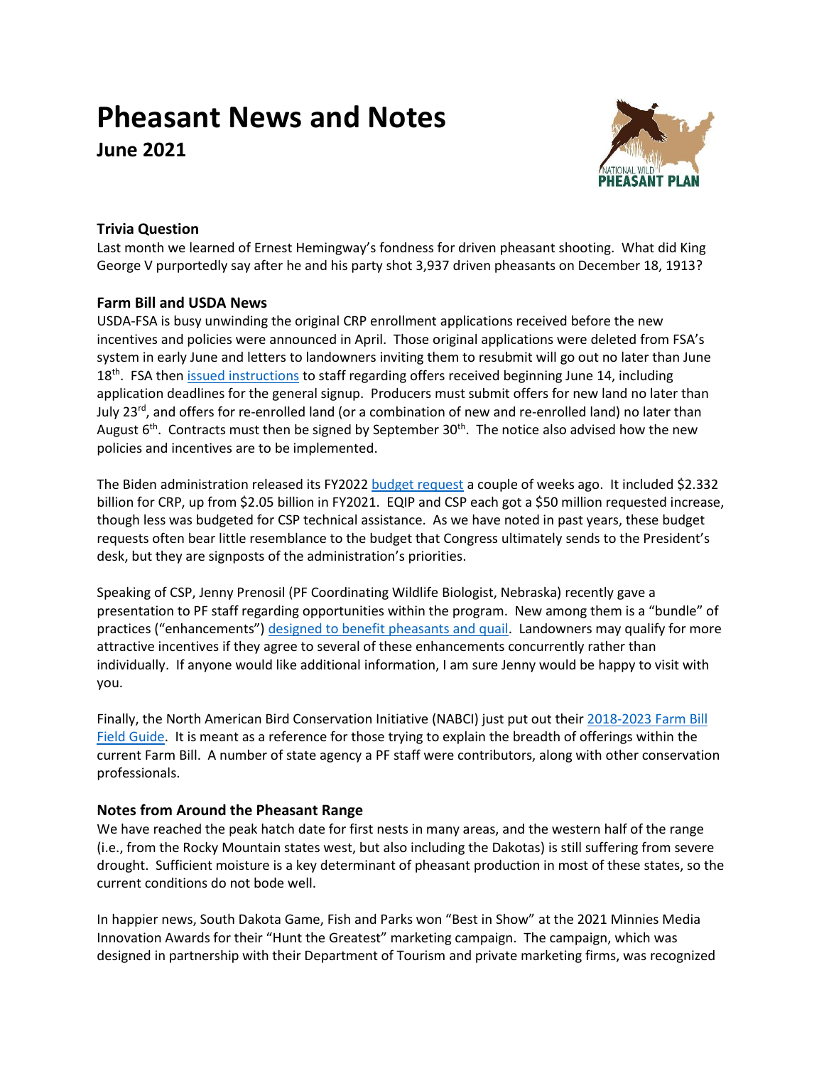# Pheasant News and Notes

## June 2021

### Trivia Question

Last month we learned of Ernest Hemingway's fondness for driven pheasant shooting. What did King George V purportedly say after he and his party shot 3,937 driven pheasants on December 18, 1913?

### Farm Bill and USDA News

USDA-FSA is busy unwinding the original CRP enrollment applications received before the new incentives and policies were announced in April. Those original applications were deleted from FSA's system in early June and letters to landowners inviting them to resubmit will go out no later than June 18th. FSA then issued instructions to staff regarding offers received beginning June 14, including application deadlines for the general signup. Producers must submit offers for new land no later than July 23rd, and offers for re-enrolled land (or a combination of new and re-enrolled land) no later than August 6th. Contracts must then be signed by September 30th. The notice also advised how the new policies and incentives are to be implemented.

The Biden administration released its FY2022 budget request a couple of weeks ago. It included $2.332 billion for CRP, up from $2.05 billion in FY2021. EQIP and CSP each got a $50 million requested increase, though less was budgeted for CSP technical assistance. As we have noted in past years, these budget requests often bear little resemblance to the budget that Congress ultimately sends to the President's desk, but they are signposts of the administration's priorities.

Speaking of CSP, Jenny Prenosil (PF Coordinating Wildlife Biologist, Nebraska) recently gave a presentation to PF staff regarding opportunities within the program. New among them is a "bundle" of practices ("enhancements") designed to benefit pheasants and quail. Landowners may qualify for more attractive incentives if they agree to several of these enhancements concurrently rather than individually. If anyone would like additional information, I am sure Jenny would be happy to visit with you.

Finally, the North American Bird Conservation Initiative (NABCI) just put out their 2018-2023 Farm Bill Field Guide. It is meant as a reference for those trying to explain the breadth of offerings within the current Farm Bill. A number of state agency a PF staff were contributors, along with other conservation professionals.

### Notes from Around the Pheasant Range

We have reached the peak hatch date for first nests in many areas, and the western half of the range (i.e., from the Rocky Mountain states west, but also including the Dakotas) is still suffering from severe drought. Sufficient moisture is a key determinant of pheasant production in most of these states, so the current conditions do not bode well.

In happier news, South Dakota Game, Fish and Parks won "Best in Show" at the 2021 Minnies Media Innovation Awards for their "Hunt the Greatest" marketing campaign. The campaign, which was designed in partnership with their Department of Tourism and private marketing firms, was recognized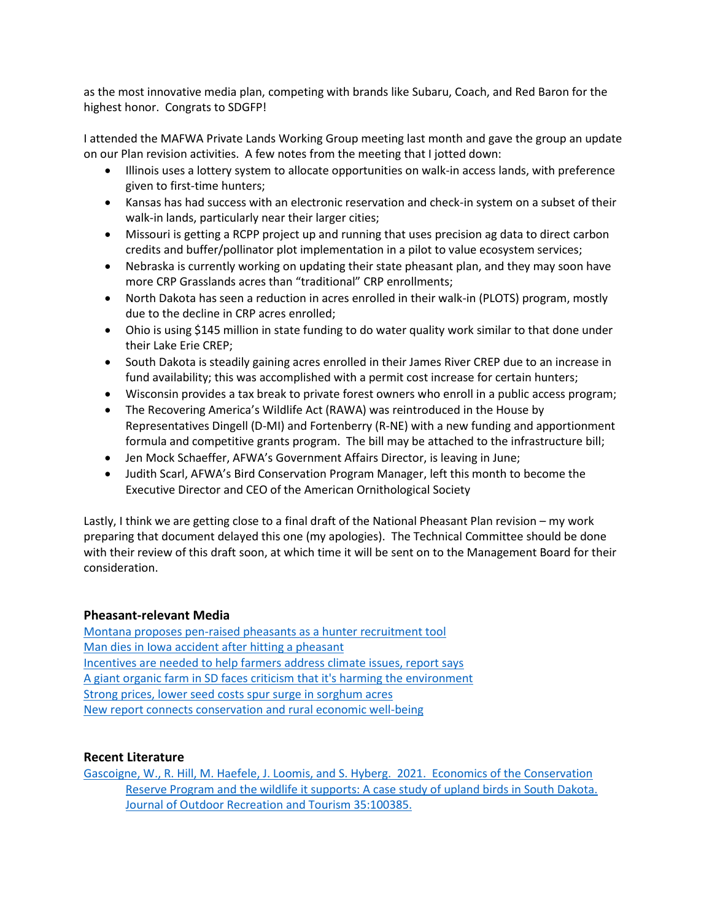as the most innovative media plan, competing with brands like Subaru, Coach, and Red Baron for the highest honor. Congrats to SDGFP!

I attended the MAFWA Private Lands Working Group meeting last month and gave the group an update on our Plan revision activities. A few notes from the meeting that I jotted down:

- Illinois uses a lottery system to allocate opportunities on walk-in access lands, with preference given to first-time hunters;
- Kansas has had success with an electronic reservation and check-in system on a subset of their walk-in lands, particularly near their larger cities;
- Missouri is getting a RCPP project up and running that uses precision ag data to direct carbon credits and buffer/pollinator plot implementation in a pilot to value ecosystem services;
- Nebraska is currently working on updating their state pheasant plan, and they may soon have more CRP Grasslands acres than "traditional" CRP enrollments;
- North Dakota has seen a reduction in acres enrolled in their walk-in (PLOTS) program, mostly due to the decline in CRP acres enrolled;
- Ohio is using $145 million in state funding to do water quality work similar to that done under their Lake Erie CREP;
- South Dakota is steadily gaining acres enrolled in their James River CREP due to an increase in fund availability; this was accomplished with a permit cost increase for certain hunters;
- Wisconsin provides a tax break to private forest owners who enroll in a public access program;
- The Recovering America's Wildlife Act (RAWA) was reintroduced in the House by Representatives Dingell (D-MI) and Fortenberry (R-NE) with a new funding and apportionment formula and competitive grants program. The bill may be attached to the infrastructure bill;
- Jen Mock Schaeffer, AFWA's Government Affairs Director, is leaving in June;
- Judith Scarl, AFWA's Bird Conservation Program Manager, left this month to become the Executive Director and CEO of the American Ornithological Society

Lastly, I think we are getting close to a final draft of the National Pheasant Plan revision – my work preparing that document delayed this one (my apologies). The Technical Committee should be done with their review of this draft soon, at which time it will be sent on to the Management Board for their consideration.

### Pheasant-relevant Media

Montana proposes pen-raised pheasants as a hunter recruitment tool
Man dies in Iowa accident after hitting a pheasant
Incentives are needed to help farmers address climate issues, report says
A giant organic farm in SD faces criticism that it's harming the environment
Strong prices, lower seed costs spur surge in sorghum acres
New report connects conservation and rural economic well-being

### Recent Literature

Gascoigne, W., R. Hill, M. Haefele, J. Loomis, and S. Hyberg. 2021. Economics of the Conservation Reserve Program and the wildlife it supports: A case study of upland birds in South Dakota. Journal of Outdoor Recreation and Tourism 35:100385.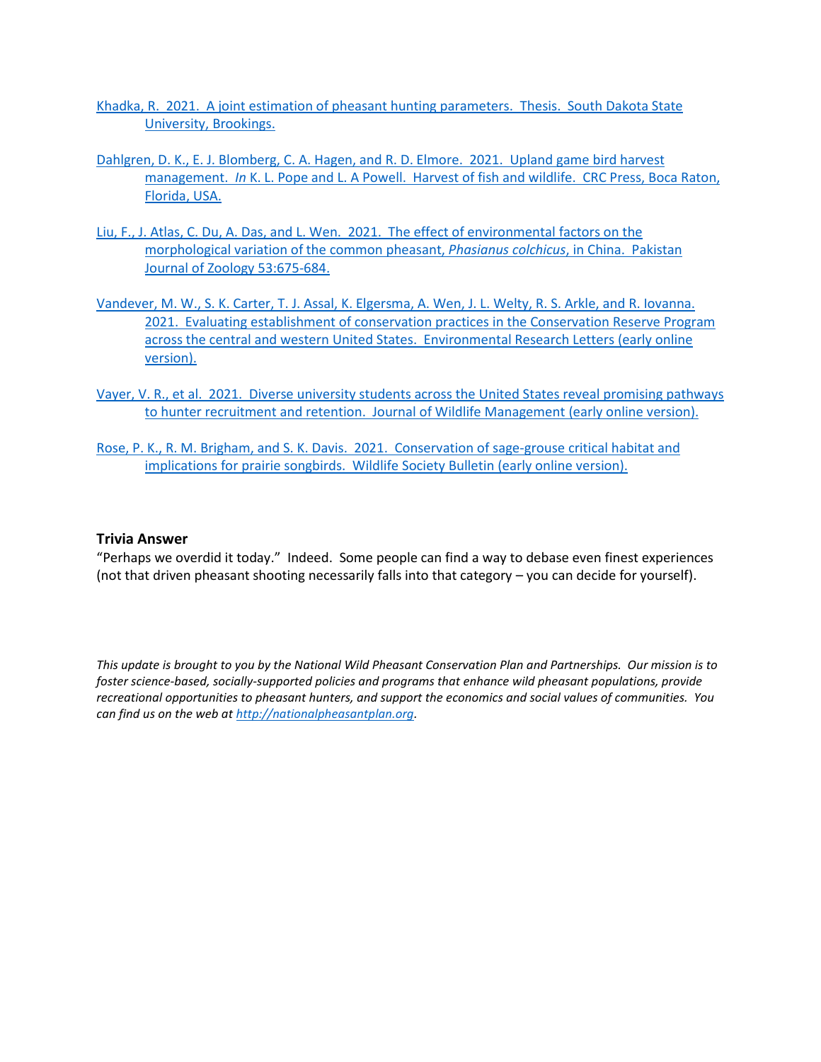Khadka, R. 2021. A joint estimation of pheasant hunting parameters. Thesis. South Dakota State University, Brookings.

Dahlgren, D. K., E. J. Blomberg, C. A. Hagen, and R. D. Elmore. 2021. Upland game bird harvest management. *In* K. L. Pope and L. A Powell. Harvest of fish and wildlife. CRC Press, Boca Raton, Florida, USA.

Liu, F., J. Atlas, C. Du, A. Das, and L. Wen. 2021. The effect of environmental factors on the morphological variation of the common pheasant, *Phasianus colchicus*, in China. Pakistan Journal of Zoology 53:675-684.

Vandever, M. W., S. K. Carter, T. J. Assal, K. Elgersma, A. Wen, J. L. Welty, R. S. Arkle, and R. Iovanna. 2021. Evaluating establishment of conservation practices in the Conservation Reserve Program across the central and western United States. Environmental Research Letters (early online version).

Vayer, V. R., et al. 2021. Diverse university students across the United States reveal promising pathways to hunter recruitment and retention. Journal of Wildlife Management (early online version).

Rose, P. K., R. M. Brigham, and S. K. Davis. 2021. Conservation of sage-grouse critical habitat and implications for prairie songbirds. Wildlife Society Bulletin (early online version).

### Trivia Answer

"Perhaps we overdid it today." Indeed. Some people can find a way to debase even finest experiences (not that driven pheasant shooting necessarily falls into that category – you can decide for yourself).

*This update is brought to you by the National Wild Pheasant Conservation Plan and Partnerships. Our mission is to foster science-based, socially-supported policies and programs that enhance wild pheasant populations, provide recreational opportunities to pheasant hunters, and support the economics and social values of communities. You can find us on the web at http://nationalpheasantplan.org.*